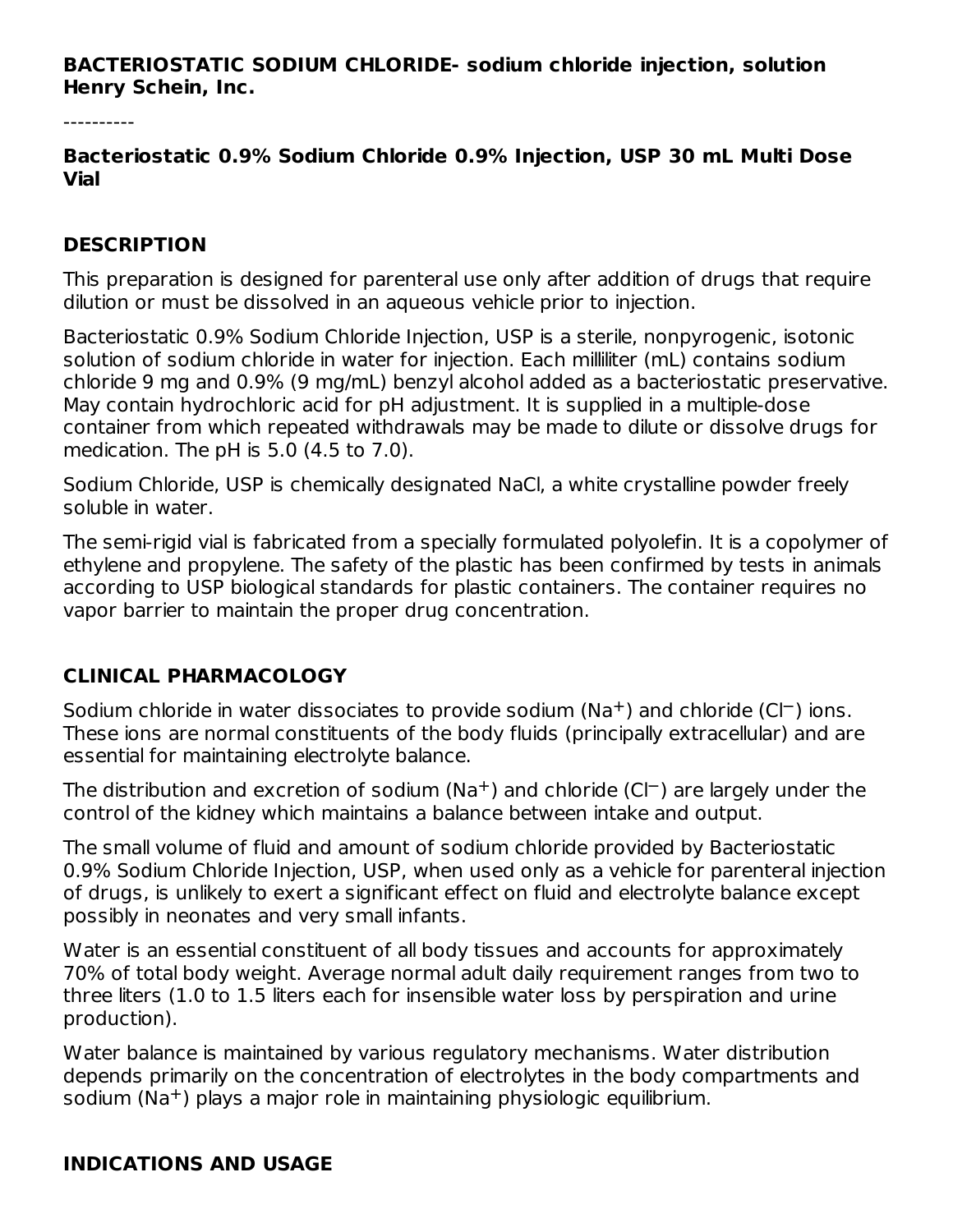**BACTERIOSTATIC SODIUM CHLORIDE- sodium chloride injection, solution**
**Henry Schein, Inc.**

----------

**Bacteriostatic 0.9% Sodium Chloride 0.9% Injection, USP 30 mL Multi Dose Vial**

## DESCRIPTION

This preparation is designed for parenteral use only after addition of drugs that require dilution or must be dissolved in an aqueous vehicle prior to injection.

Bacteriostatic 0.9% Sodium Chloride Injection, USP is a sterile, nonpyrogenic, isotonic solution of sodium chloride in water for injection. Each milliliter (mL) contains sodium chloride 9 mg and 0.9% (9 mg/mL) benzyl alcohol added as a bacteriostatic preservative. May contain hydrochloric acid for pH adjustment. It is supplied in a multiple-dose container from which repeated withdrawals may be made to dilute or dissolve drugs for medication. The pH is 5.0 (4.5 to 7.0).

Sodium Chloride, USP is chemically designated NaCl, a white crystalline powder freely soluble in water.

The semi-rigid vial is fabricated from a specially formulated polyolefin. It is a copolymer of ethylene and propylene. The safety of the plastic has been confirmed by tests in animals according to USP biological standards for plastic containers. The container requires no vapor barrier to maintain the proper drug concentration.

## CLINICAL PHARMACOLOGY

Sodium chloride in water dissociates to provide sodium ($Na^+$) and chloride ($Cl^-$) ions. These ions are normal constituents of the body fluids (principally extracellular) and are essential for maintaining electrolyte balance.

The distribution and excretion of sodium ($Na^+$) and chloride ($Cl^-$) are largely under the control of the kidney which maintains a balance between intake and output.

The small volume of fluid and amount of sodium chloride provided by Bacteriostatic 0.9% Sodium Chloride Injection, USP, when used only as a vehicle for parenteral injection of drugs, is unlikely to exert a significant effect on fluid and electrolyte balance except possibly in neonates and very small infants.

Water is an essential constituent of all body tissues and accounts for approximately 70% of total body weight. Average normal adult daily requirement ranges from two to three liters (1.0 to 1.5 liters each for insensible water loss by perspiration and urine production).

Water balance is maintained by various regulatory mechanisms. Water distribution depends primarily on the concentration of electrolytes in the body compartments and sodium ($Na^+$) plays a major role in maintaining physiologic equilibrium.

## INDICATIONS AND USAGE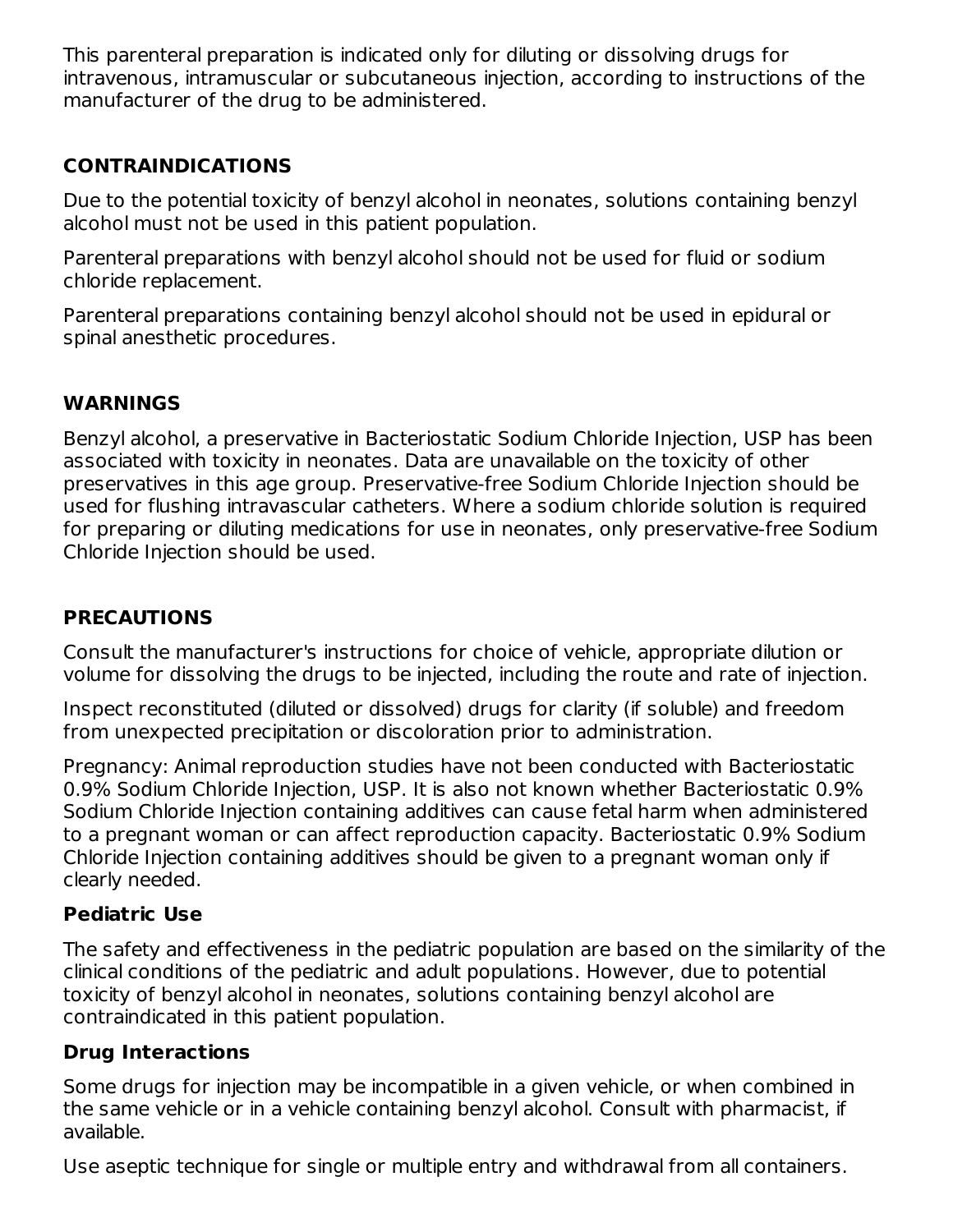This parenteral preparation is indicated only for diluting or dissolving drugs for intravenous, intramuscular or subcutaneous injection, according to instructions of the manufacturer of the drug to be administered.

## CONTRAINDICATIONS

Due to the potential toxicity of benzyl alcohol in neonates, solutions containing benzyl alcohol must not be used in this patient population.

Parenteral preparations with benzyl alcohol should not be used for fluid or sodium chloride replacement.

Parenteral preparations containing benzyl alcohol should not be used in epidural or spinal anesthetic procedures.

## WARNINGS

Benzyl alcohol, a preservative in Bacteriostatic Sodium Chloride Injection, USP has been associated with toxicity in neonates. Data are unavailable on the toxicity of other preservatives in this age group. Preservative-free Sodium Chloride Injection should be used for flushing intravascular catheters. Where a sodium chloride solution is required for preparing or diluting medications for use in neonates, only preservative-free Sodium Chloride Injection should be used.

## PRECAUTIONS

Consult the manufacturer's instructions for choice of vehicle, appropriate dilution or volume for dissolving the drugs to be injected, including the route and rate of injection.

Inspect reconstituted (diluted or dissolved) drugs for clarity (if soluble) and freedom from unexpected precipitation or discoloration prior to administration.

Pregnancy: Animal reproduction studies have not been conducted with Bacteriostatic 0.9% Sodium Chloride Injection, USP. It is also not known whether Bacteriostatic 0.9% Sodium Chloride Injection containing additives can cause fetal harm when administered to a pregnant woman or can affect reproduction capacity. Bacteriostatic 0.9% Sodium Chloride Injection containing additives should be given to a pregnant woman only if clearly needed.

### Pediatric Use

The safety and effectiveness in the pediatric population are based on the similarity of the clinical conditions of the pediatric and adult populations. However, due to potential toxicity of benzyl alcohol in neonates, solutions containing benzyl alcohol are contraindicated in this patient population.

### Drug Interactions

Some drugs for injection may be incompatible in a given vehicle, or when combined in the same vehicle or in a vehicle containing benzyl alcohol. Consult with pharmacist, if available.

Use aseptic technique for single or multiple entry and withdrawal from all containers.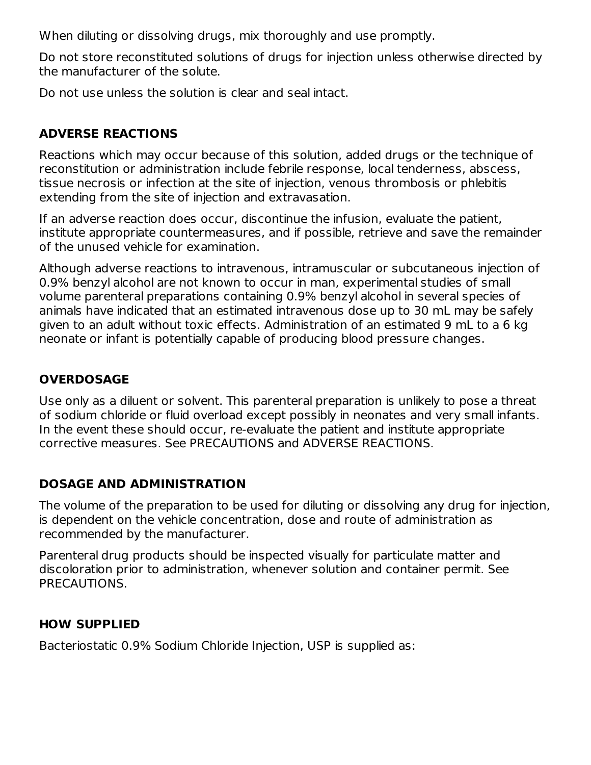When diluting or dissolving drugs, mix thoroughly and use promptly.

Do not store reconstituted solutions of drugs for injection unless otherwise directed by the manufacturer of the solute.

Do not use unless the solution is clear and seal intact.

## ADVERSE REACTIONS

Reactions which may occur because of this solution, added drugs or the technique of reconstitution or administration include febrile response, local tenderness, abscess, tissue necrosis or infection at the site of injection, venous thrombosis or phlebitis extending from the site of injection and extravasation.

If an adverse reaction does occur, discontinue the infusion, evaluate the patient, institute appropriate countermeasures, and if possible, retrieve and save the remainder of the unused vehicle for examination.

Although adverse reactions to intravenous, intramuscular or subcutaneous injection of 0.9% benzyl alcohol are not known to occur in man, experimental studies of small volume parenteral preparations containing 0.9% benzyl alcohol in several species of animals have indicated that an estimated intravenous dose up to 30 mL may be safely given to an adult without toxic effects. Administration of an estimated 9 mL to a 6 kg neonate or infant is potentially capable of producing blood pressure changes.

## OVERDOSAGE

Use only as a diluent or solvent. This parenteral preparation is unlikely to pose a threat of sodium chloride or fluid overload except possibly in neonates and very small infants. In the event these should occur, re-evaluate the patient and institute appropriate corrective measures. See PRECAUTIONS and ADVERSE REACTIONS.

## DOSAGE AND ADMINISTRATION

The volume of the preparation to be used for diluting or dissolving any drug for injection, is dependent on the vehicle concentration, dose and route of administration as recommended by the manufacturer.

Parenteral drug products should be inspected visually for particulate matter and discoloration prior to administration, whenever solution and container permit. See PRECAUTIONS.

## HOW SUPPLIED

Bacteriostatic 0.9% Sodium Chloride Injection, USP is supplied as: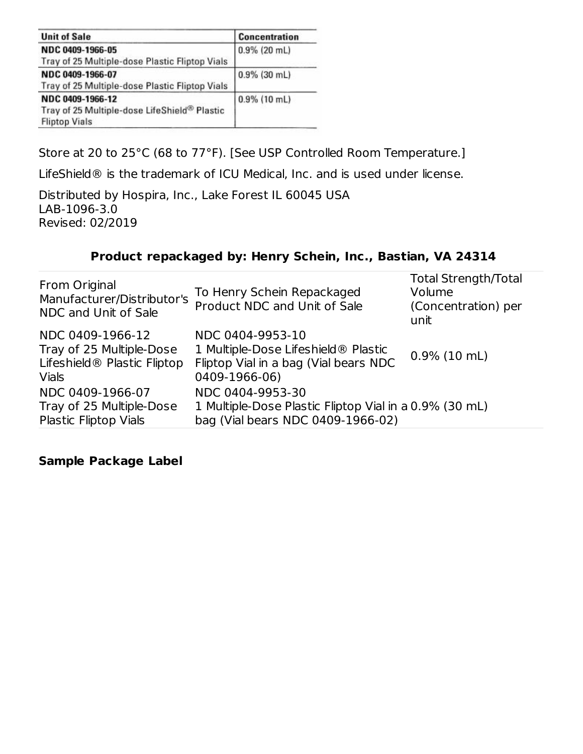| Unit of Sale | Concentration |
| --- | --- |
| **NDC 0409-1966-05** Tray of 25 Multiple-dose Plastic Fliptop Vials | 0.9% (20 mL) |
| **NDC 0409-1966-07** Tray of 25 Multiple-dose Plastic Fliptop Vials | 0.9% (30 mL) |
| **NDC 0409-1966-12** Tray of 25 Multiple-dose LifeShield® Plastic Fliptop Vials | 0.9% (10 mL) |

Store at 20 to 25°C (68 to 77°F). [See USP Controlled Room Temperature.]

LifeShield® is the trademark of ICU Medical, Inc. and is used under license.

Distributed by Hospira, Inc., Lake Forest IL 60045 USA
LAB-1096-3.0
Revised: 02/2019

**Product repackaged by: Henry Schein, Inc., Bastian, VA 24314**

| From Original Manufacturer/Distributor's NDC and Unit of Sale | To Henry Schein Repackaged Product NDC and Unit of Sale | Total Strength/Total Volume (Concentration) per unit |
| --- | --- | --- |
| NDC 0409-1966-12 Tray of 25 Multiple-Dose Lifeshield® Plastic Fliptop Vials | NDC 0404-9953-10 1 Multiple-Dose Lifeshield® Plastic Fliptop Vial in a bag (Vial bears NDC 0409-1966-06) | 0.9% (10 mL) |
| NDC 0409-1966-07 Tray of 25 Multiple-Dose Plastic Fliptop Vials | NDC 0404-9953-30 1 Multiple-Dose Plastic Fliptop Vial in a bag (Vial bears NDC 0409-1966-02) | 0.9% (30 mL) |

**Sample Package Label**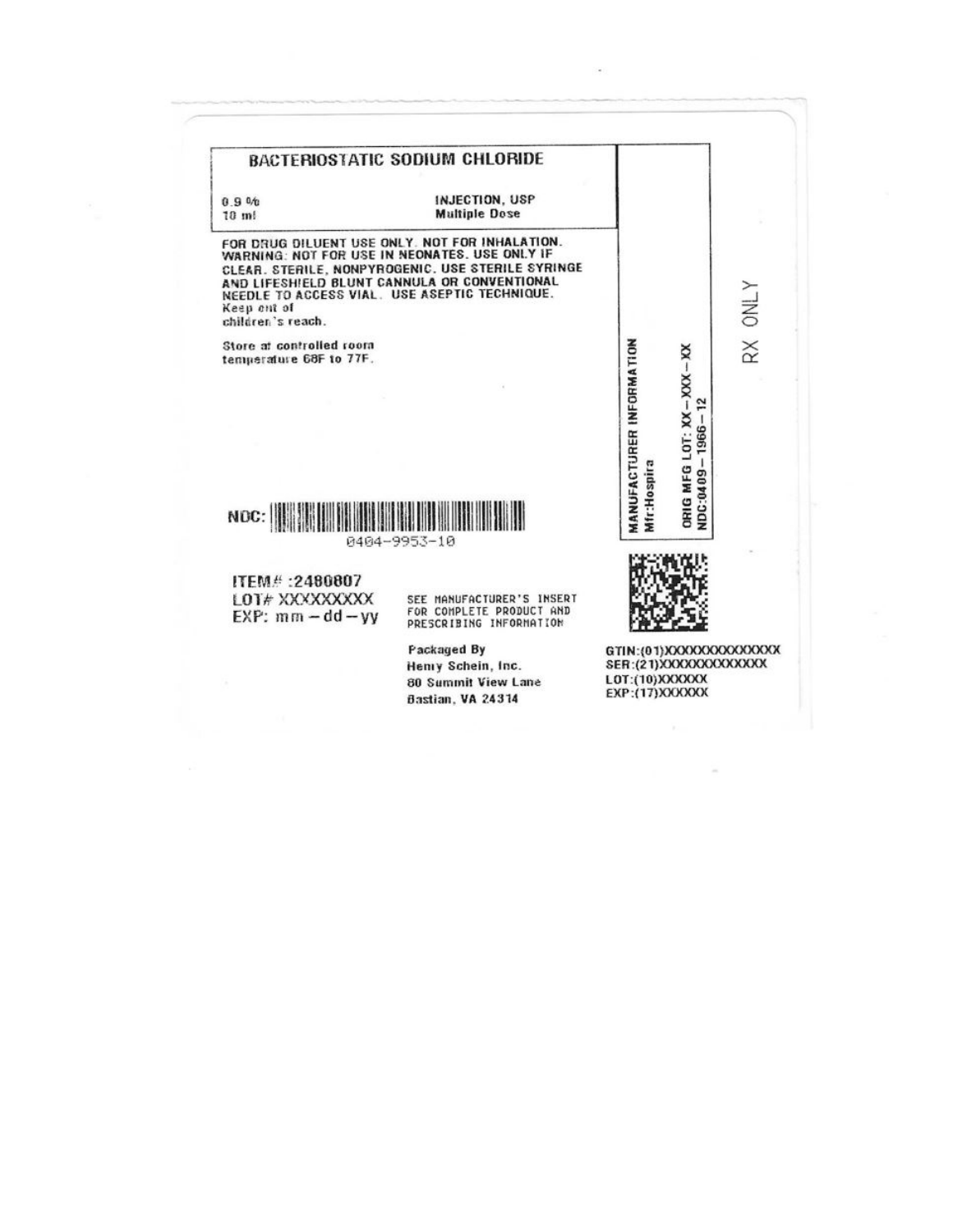# BACTERIOSTATIC SODIUM CHLORIDE

0.9 %
10 ml

INJECTION, USP
Multiple Dose

FOR DRUG DILUENT USE ONLY. NOT FOR INHALATION.
WARNING: NOT FOR USE IN NEONATES. USE ONLY IF CLEAR. STERILE, NONPYROGENIC. USE STERILE SYRINGE AND LIFESHIELD BLUNT CANNULA OR CONVENTIONAL NEEDLE TO ACCESS VIAL. USE ASEPTIC TECHNIQUE.
Keep out of children's reach.

Store at controlled room temperature 68F to 77F.

MANUFACTURER INFORMATION
Mfr:Hospira

ORIG MFG LOT: XX – XXX – XX
NDC:0409 – 1966 – 12

RX ONLY

NDC:
0404-9953-10

ITEM# :2480807
LOT# XXXXXXXXX
EXP: mm – dd – yy

SEE MANUFACTURER'S INSERT FOR COMPLETE PRODUCT AND PRESCRIBING INFORMATION

Packaged By
Henry Schein, Inc.
80 Summit View Lane
Bastian, VA 24314

GTIN:(01)XXXXXXXXXXXXXX
SER:(21)XXXXXXXXXXXXX
LOT:(10)XXXXXX
EXP:(17)XXXXXX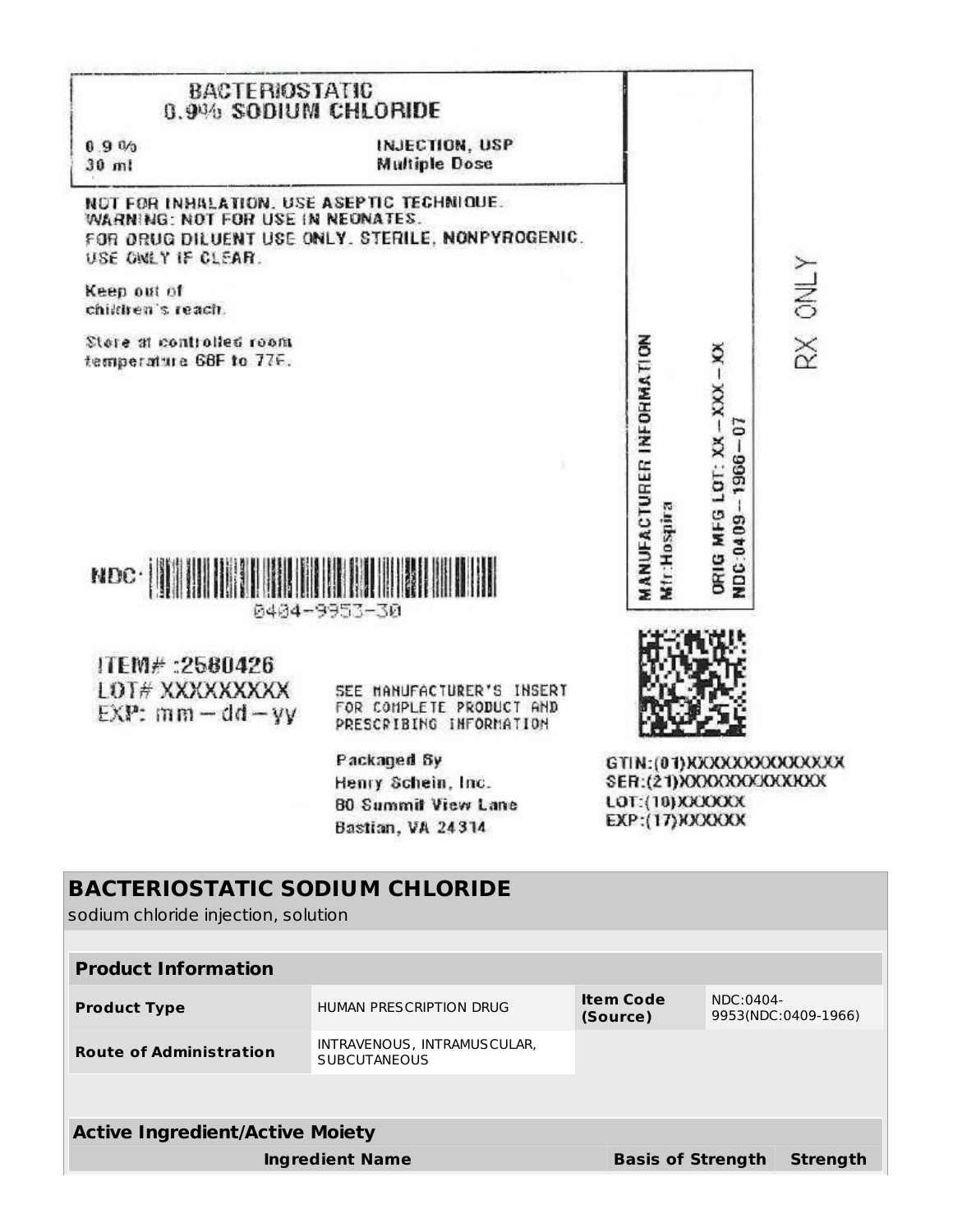BACTERIOSTATIC
0.9% SODIUM CHLORIDE

0.9 %
30 ml

INJECTION, USP
Multiple Dose

NOT FOR INHALATION. USE ASEPTIC TECHNIQUE.
WARNING: NOT FOR USE IN NEONATES.
FOR DRUG DILUENT USE ONLY. STERILE, NONPYROGENIC.
USE ONLY IF CLEAR.

Keep out of
children's reach.

Store at controlled room
temperature 68F to 77F.

MANUFACTURER INFORMATION
Mfr:Hospira

ORIG MFG LOT: XX – XXX – XX
NDC:0409 – 1966 – 07

RX ONLY

NDC: 0404-9953-30

ITEM# :2580426
LOT# XXXXXXXXX
EXP: mm – dd – yy

SEE MANUFACTURER'S INSERT
FOR COMPLETE PRODUCT AND
PRESCRIBING INFORMATION

Packaged By
Henry Schein, Inc.
80 Summit View Lane
Bastian, VA 24314

GTIN:(01)XXXXXXXXXXXXXX
SER:(21)XXXXXXXXXXXXX
LOT:(10)XXXXXX
EXP:(17)XXXXXX

## BACTERIOSTATIC SODIUM CHLORIDE

sodium chloride injection, solution

| Product Information | | | |
|---|---|---|---|
| **Product Type** | HUMAN PRESCRIPTION DRUG | **Item Code (Source)** | NDC:0404-9953(NDC:0409-1966) |
| **Route of Administration** | INTRAVENOUS, INTRAMUSCULAR, SUBCUTANEOUS | | |

| Active Ingredient/Active Moiety | | |
|---|---|---|
| **Ingredient Name** | **Basis of Strength** | **Strength** |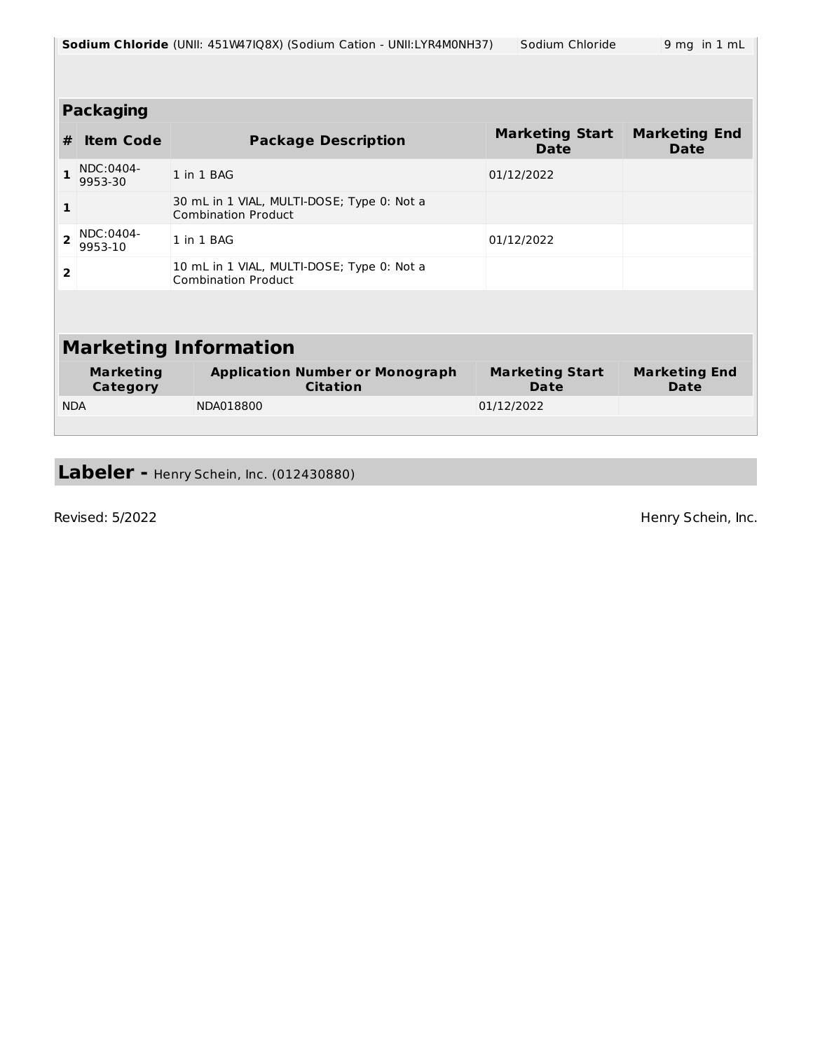| | | |
|---|---|---|
| **Sodium Chloride** (UNII: 451W47IQ8X) (Sodium Cation - UNII:LYR4M0NH37) | Sodium Chloride | 9 mg in 1 mL |

## Packaging

| # | Item Code | Package Description | Marketing Start Date | Marketing End Date |
|---|---|---|---|---|
| 1 | NDC:0404-9953-30 | 1 in 1 BAG | 01/12/2022 | |
| 1 | | 30 mL in 1 VIAL, MULTI-DOSE; Type 0: Not a Combination Product | | |
| 2 | NDC:0404-9953-10 | 1 in 1 BAG | 01/12/2022 | |
| 2 | | 10 mL in 1 VIAL, MULTI-DOSE; Type 0: Not a Combination Product | | |

## Marketing Information

| Marketing Category | Application Number or Monograph Citation | Marketing Start Date | Marketing End Date |
|---|---|---|---|
| NDA | NDA018800 | 01/12/2022 | |

**Labeler -** Henry Schein, Inc. (012430880)

Revised: 5/2022

Henry Schein, Inc.